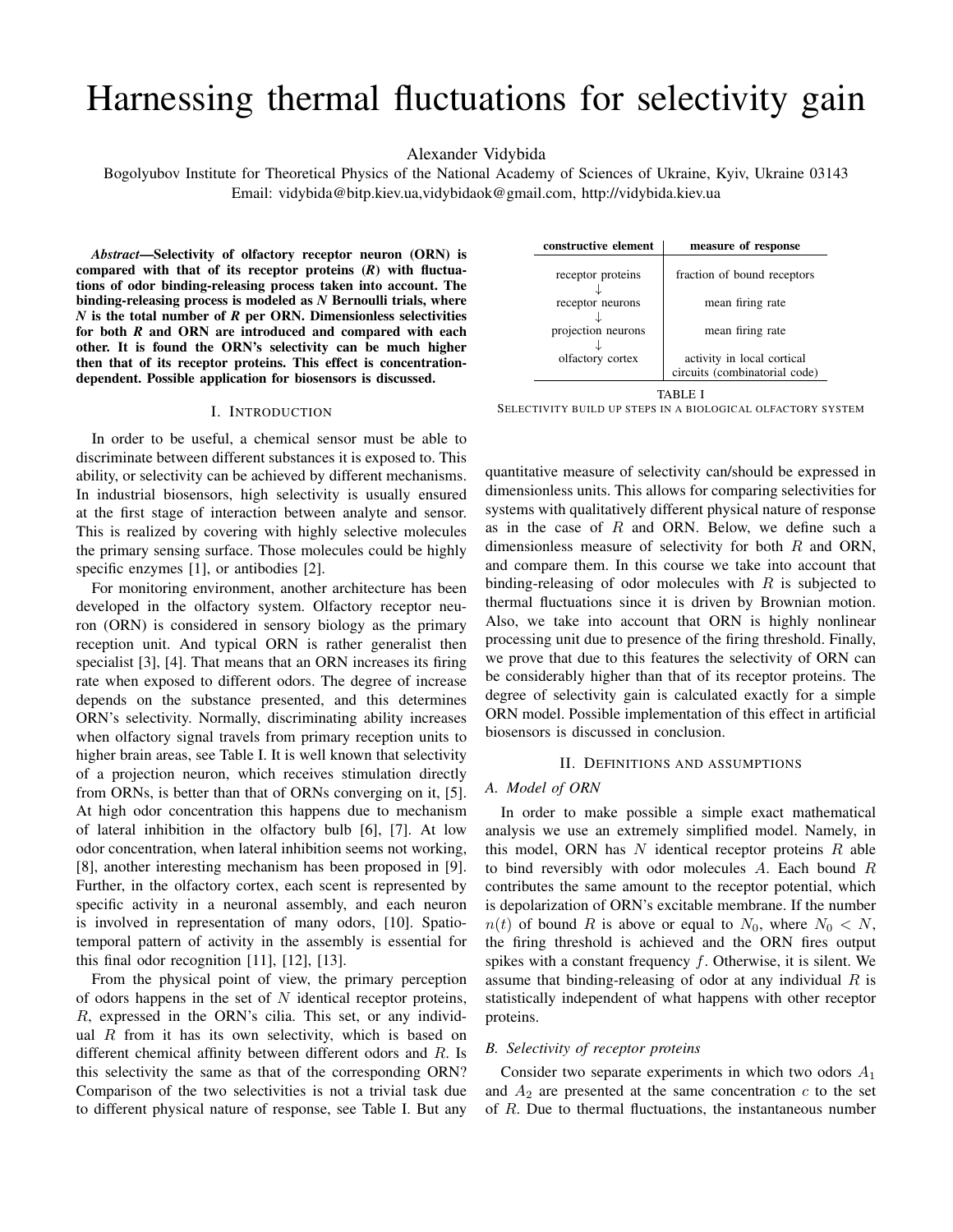# Harnessing thermal fluctuations for selectivity gain

Alexander Vidybida

Bogolyubov Institute for Theoretical Physics of the National Academy of Sciences of Ukraine, Kyiv, Ukraine 03143
Email: vidybida@bitp.kiev.ua,vidybidaok@gmail.com, http://vidybida.kiev.ua

***Abstract*—Selectivity of olfactory receptor neuron (ORN) is compared with that of its receptor proteins (*R*) with fluctuations of odor binding-releasing process taken into account. The binding-releasing process is modeled as *N* Bernoulli trials, where *N* is the total number of *R* per ORN. Dimensionless selectivities for both *R* and ORN are introduced and compared with each other. It is found the ORN's selectivity can be much higher then that of its receptor proteins. This effect is concentration-dependent. Possible application for biosensors is discussed.**

## I. Introduction

In order to be useful, a chemical sensor must be able to discriminate between different substances it is exposed to. This ability, or selectivity can be achieved by different mechanisms. In industrial biosensors, high selectivity is usually ensured at the first stage of interaction between analyte and sensor. This is realized by covering with highly selective molecules the primary sensing surface. Those molecules could be highly specific enzymes [1], or antibodies [2].

For monitoring environment, another architecture has been developed in the olfactory system. Olfactory receptor neuron (ORN) is considered in sensory biology as the primary reception unit. And typical ORN is rather generalist then specialist [3], [4]. That means that an ORN increases its firing rate when exposed to different odors. The degree of increase depends on the substance presented, and this determines ORN's selectivity. Normally, discriminating ability increases when olfactory signal travels from primary reception units to higher brain areas, see Table I. It is well known that selectivity of a projection neuron, which receives stimulation directly from ORNs, is better than that of ORNs converging on it, [5]. At high odor concentration this happens due to mechanism of lateral inhibition in the olfactory bulb [6], [7]. At low odor concentration, when lateral inhibition seems not working, [8], another interesting mechanism has been proposed in [9]. Further, in the olfactory cortex, each scent is represented by specific activity in a neuronal assembly, and each neuron is involved in representation of many odors, [10]. Spatio-temporal pattern of activity in the assembly is essential for this final odor recognition [11], [12], [13].

From the physical point of view, the primary perception of odors happens in the set of $N$ identical receptor proteins, $R$, expressed in the ORN's cilia. This set, or any individual $R$ from it has its own selectivity, which is based on different chemical affinity between different odors and $R$. Is this selectivity the same as that of the corresponding ORN? Comparison of the two selectivities is not a trivial task due to different physical nature of response, see Table I. But any

| constructive element | measure of response |
|---|---|
| receptor proteins ↓ | fraction of bound receptors |
| receptor neurons ↓ | mean firing rate |
| projection neurons ↓ | mean firing rate |
| olfactory cortex | activity in local cortical circuits (combinatorial code) |

TABLE I
SELECTIVITY BUILD UP STEPS IN A BIOLOGICAL OLFACTORY SYSTEM

quantitative measure of selectivity can/should be expressed in dimensionless units. This allows for comparing selectivities for systems with qualitatively different physical nature of response as in the case of $R$ and ORN. Below, we define such a dimensionless measure of selectivity for both $R$ and ORN, and compare them. In this course we take into account that binding-releasing of odor molecules with $R$ is subjected to thermal fluctuations since it is driven by Brownian motion. Also, we take into account that ORN is highly nonlinear processing unit due to presence of the firing threshold. Finally, we prove that due to this features the selectivity of ORN can be considerably higher than that of its receptor proteins. The degree of selectivity gain is calculated exactly for a simple ORN model. Possible implementation of this effect in artificial biosensors is discussed in conclusion.

## II. Definitions and assumptions

### A. Model of ORN

In order to make possible a simple exact mathematical analysis we use an extremely simplified model. Namely, in this model, ORN has $N$ identical receptor proteins $R$ able to bind reversibly with odor molecules $A$. Each bound $R$ contributes the same amount to the receptor potential, which is depolarization of ORN's excitable membrane. If the number $n(t)$ of bound $R$ is above or equal to $N_0$, where $N_0 < N$, the firing threshold is achieved and the ORN fires output spikes with a constant frequency $f$. Otherwise, it is silent. We assume that binding-releasing of odor at any individual $R$ is statistically independent of what happens with other receptor proteins.

### B. Selectivity of receptor proteins

Consider two separate experiments in which two odors $A_1$ and $A_2$ are presented at the same concentration $c$ to the set of $R$. Due to thermal fluctuations, the instantaneous number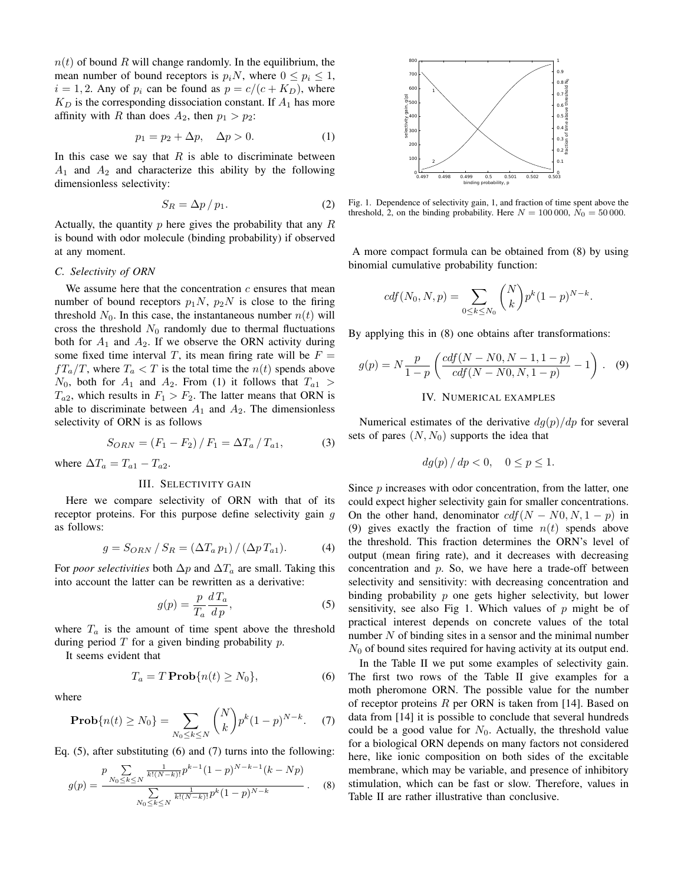$n(t)$ of bound $R$ will change randomly. In the equilibrium, the mean number of bound receptors is $p_i N$, where $0 \le p_i \le 1$, $i = 1, 2$. Any of $p_i$ can be found as $p = c/(c + K_D)$, where $K_D$ is the corresponding dissociation constant. If $A_1$ has more affinity with $R$ than does $A_2$, then $p_1 > p_2$:

$$p_1 = p_2 + \Delta p, \quad \Delta p > 0. \tag{1}$$

In this case we say that $R$ is able to discriminate between $A_1$ and $A_2$ and characterize this ability by the following dimensionless selectivity:

$$S_R = \Delta p \, / \, p_1. \tag{2}$$

Actually, the quantity $p$ here gives the probability that any $R$ is bound with odor molecule (binding probability) if observed at any moment.

### C. Selectivity of ORN

We assume here that the concentration $c$ ensures that mean number of bound receptors $p_1 N$, $p_2 N$ is close to the firing threshold $N_0$. In this case, the instantaneous number $n(t)$ will cross the threshold $N_0$ randomly due to thermal fluctuations both for $A_1$ and $A_2$. If we observe the ORN activity during some fixed time interval $T$, its mean firing rate will be $F = f T_a / T$, where $T_a < T$ is the total time the $n(t)$ spends above $N_0$, both for $A_1$ and $A_2$. From (1) it follows that $T_{a1} > T_{a2}$, which results in $F_1 > F_2$. The latter means that ORN is able to discriminate between $A_1$ and $A_2$. The dimensionless selectivity of ORN is as follows

$$S_{ORN} = (F_1 - F_2) \, / \, F_1 = \Delta T_a \, / \, T_{a1}, \tag{3}$$

where $\Delta T_a = T_{a1} - T_{a2}$.

## III. Selectivity gain

Here we compare selectivity of ORN with that of its receptor proteins. For this purpose define selectivity gain $g$ as follows:

$$g = S_{ORN} \, / \, S_R = (\Delta T_a \, p_1) \, / \, (\Delta p \, T_{a1}). \tag{4}$$

For *poor selectivities* both $\Delta p$ and $\Delta T_a$ are small. Taking this into account the latter can be rewritten as a derivative:

$$g(p) = \frac{p}{T_a} \frac{d \, T_a}{d \, p}, \tag{5}$$

where $T_a$ is the amount of time spent above the threshold during period $T$ for a given binding probability $p$.

It seems evident that

$$T_a = T \, \mathbf{Prob}\{n(t) \ge N_0\}, \tag{6}$$

where

$$\mathbf{Prob}\{n(t) \ge N_0\} = \sum_{N_0 \le k \le N} \binom{N}{k} p^k (1-p)^{N-k}. \tag{7}$$

Eq. (5), after substituting (6) and (7) turns into the following:

$$g(p) = \frac{p \sum\limits_{N_0 \le k \le N} \frac{1}{k!(N-k)!} p^{k-1} (1-p)^{N-k-1} (k - Np)}{\sum\limits_{N_0 \le k \le N} \frac{1}{k!(N-k)!} p^k (1-p)^{N-k}}. \tag{8}$$

Fig. 1. Dependence of selectivity gain, 1, and fraction of time spent above the threshold, 2, on the binding probability. Here $N = 100\,000$, $N_0 = 50\,000$.

A more compact formula can be obtained from (8) by using binomial cumulative probability function:

$$cdf(N_0, N, p) = \sum_{0 \le k \le N_0} \binom{N}{k} p^k (1-p)^{N-k}.$$

By applying this in (8) one obtains after transformations:

$$g(p) = N \frac{p}{1-p} \left( \frac{cdf(N - N0, N-1, 1-p)}{cdf(N - N0, N, 1-p)} - 1 \right). \tag{9}$$

## IV. Numerical examples

Numerical estimates of the derivative $dg(p)/dp$ for several sets of pares $(N, N_0)$ supports the idea that

$$dg(p) \, / \, dp < 0, \quad 0 \le p \le 1.$$

Since $p$ increases with odor concentration, from the latter, one could expect higher selectivity gain for smaller concentrations. On the other hand, denominator $cdf(N - N0, N, 1 - p)$ in (9) gives exactly the fraction of time $n(t)$ spends above the threshold. This fraction determines the ORN's level of output (mean firing rate), and it decreases with decreasing concentration and $p$. So, we have here a trade-off between selectivity and sensitivity: with decreasing concentration and binding probability $p$ one gets higher selectivity, but lower sensitivity, see also Fig 1. Which values of $p$ might be of practical interest depends on concrete values of the total number $N$ of binding sites in a sensor and the minimal number $N_0$ of bound sites required for having activity at its output end.

In the Table II we put some examples of selectivity gain. The first two rows of the Table II give examples for a moth pheromone ORN. The possible value for the number of receptor proteins $R$ per ORN is taken from [14]. Based on data from [14] it is possible to conclude that several hundreds could be a good value for $N_0$. Actually, the threshold value for a biological ORN depends on many factors not considered here, like ionic composition on both sides of the excitable membrane, which may be variable, and presence of inhibitory stimulation, which can be fast or slow. Therefore, values in Table II are rather illustrative than conclusive.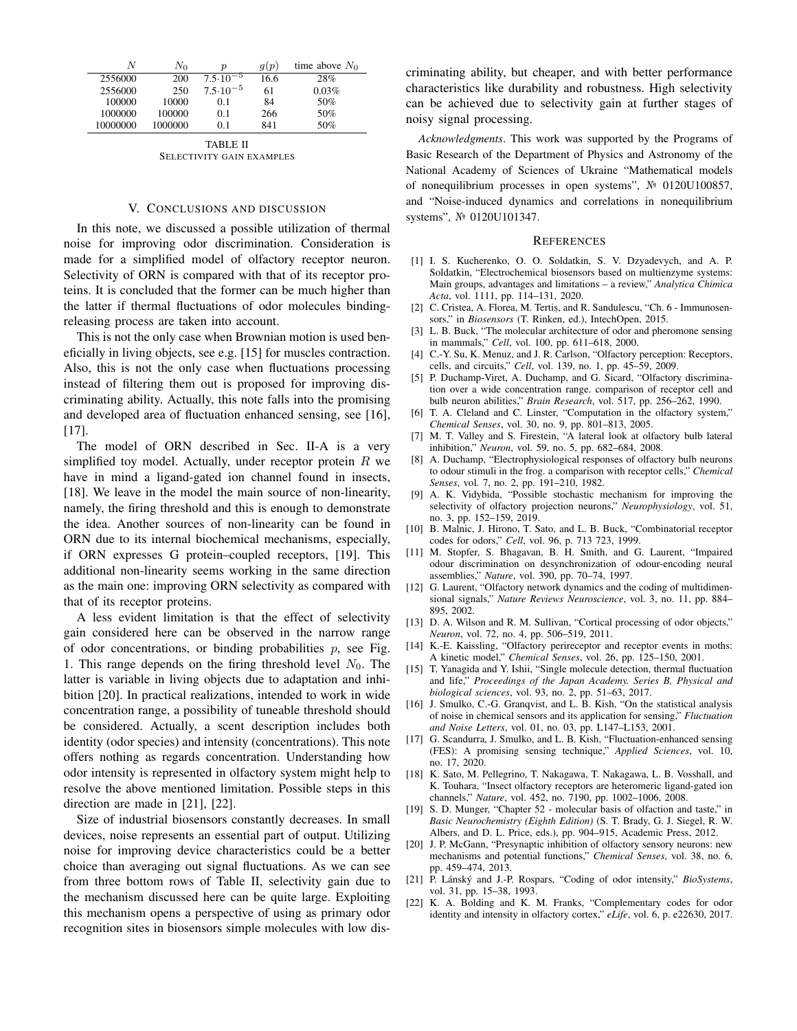| $N$ | $N_0$ | $p$ | $g(p)$ | time above $N_0$ |
|---|---|---|---|---|
| 2556000 | 200 | $7.5{\cdot}10^{-5}$ | 16.6 | 28% |
| 2556000 | 250 | $7.5{\cdot}10^{-5}$ | 61 | 0.03% |
| 100000 | 10000 | 0.1 | 84 | 50% |
| 1000000 | 100000 | 0.1 | 266 | 50% |
| 10000000 | 1000000 | 0.1 | 841 | 50% |

TABLE II
SELECTIVITY GAIN EXAMPLES

## V. Conclusions and discussion

In this note, we discussed a possible utilization of thermal noise for improving odor discrimination. Consideration is made for a simplified model of olfactory receptor neuron. Selectivity of ORN is compared with that of its receptor proteins. It is concluded that the former can be much higher than the latter if thermal fluctuations of odor molecules binding-releasing process are taken into account.

This is not the only case when Brownian motion is used beneficially in living objects, see e.g. [15] for muscles contraction. Also, this is not the only case when fluctuations processing instead of filtering them out is proposed for improving discriminating ability. Actually, this note falls into the promising and developed area of fluctuation enhanced sensing, see [16], [17].

The model of ORN described in Sec. II-A is a very simplified toy model. Actually, under receptor protein $R$ we have in mind a ligand-gated ion channel found in insects, [18]. We leave in the model the main source of non-linearity, namely, the firing threshold and this is enough to demonstrate the idea. Another sources of non-linearity can be found in ORN due to its internal biochemical mechanisms, especially, if ORN expresses G protein–coupled receptors, [19]. This additional non-linearity seems working in the same direction as the main one: improving ORN selectivity as compared with that of its receptor proteins.

A less evident limitation is that the effect of selectivity gain considered here can be observed in the narrow range of odor concentrations, or binding probabilities $p$, see Fig. 1. This range depends on the firing threshold level $N_0$. The latter is variable in living objects due to adaptation and inhibition [20]. In practical realizations, intended to work in wide concentration range, a possibility of tuneable threshold should be considered. Actually, a scent description includes both identity (odor species) and intensity (concentrations). This note offers nothing as regards concentration. Understanding how odor intensity is represented in olfactory system might help to resolve the above mentioned limitation. Possible steps in this direction are made in [21], [22].

Size of industrial biosensors constantly decreases. In small devices, noise represents an essential part of output. Utilizing noise for improving device characteristics could be a better choice than averaging out signal fluctuations. As we can see from three bottom rows of Table II, selectivity gain due to the mechanism discussed here can be quite large. Exploiting this mechanism opens a perspective of using as primary odor recognition sites in biosensors simple molecules with low discriminating ability, but cheaper, and with better performance characteristics like durability and robustness. High selectivity can be achieved due to selectivity gain at further stages of noisy signal processing.

*Acknowledgments*. This work was supported by the Programs of Basic Research of the Department of Physics and Astronomy of the National Academy of Sciences of Ukraine "Mathematical models of nonequilibrium processes in open systems", № 0120U100857, and "Noise-induced dynamics and correlations in nonequilibrium systems", № 0120U101347.

## References

[1] I. S. Kucherenko, O. O. Soldatkin, S. V. Dzyadevych, and A. P. Soldatkin, "Electrochemical biosensors based on multienzyme systems: Main groups, advantages and limitations – a review," *Analytica Chimica Acta*, vol. 1111, pp. 114–131, 2020.

[2] C. Cristea, A. Florea, M. Tertiș, and R. Sandulescu, "Ch. 6 - Immunosensors," in *Biosensors* (T. Rinken, ed.), IntechOpen, 2015.

[3] L. B. Buck, "The molecular architecture of odor and pheromone sensing in mammals," *Cell*, vol. 100, pp. 611–618, 2000.

[4] C.-Y. Su, K. Menuz, and J. R. Carlson, "Olfactory perception: Receptors, cells, and circuits," *Cell*, vol. 139, no. 1, pp. 45–59, 2009.

[5] P. Duchamp-Viret, A. Duchamp, and G. Sicard, "Olfactory discrimination over a wide concentration range. comparison of receptor cell and bulb neuron abilities," *Brain Research*, vol. 517, pp. 256–262, 1990.

[6] T. A. Cleland and C. Linster, "Computation in the olfactory system," *Chemical Senses*, vol. 30, no. 9, pp. 801–813, 2005.

[7] M. T. Valley and S. Firestein, "A lateral look at olfactory bulb lateral inhibition," *Neuron*, vol. 59, no. 5, pp. 682–684, 2008.

[8] A. Duchamp, "Electrophysiological responses of olfactory bulb neurons to odour stimuli in the frog. a comparison with receptor cells," *Chemical Senses*, vol. 7, no. 2, pp. 191–210, 1982.

[9] A. K. Vidybida, "Possible stochastic mechanism for improving the selectivity of olfactory projection neurons," *Neurophysiology*, vol. 51, no. 3, pp. 152–159, 2019.

[10] B. Malnic, J. Hirono, T. Sato, and L. B. Buck, "Combinatorial receptor codes for odors," *Cell*, vol. 96, p. 713 723, 1999.

[11] M. Stopfer, S. Bhagavan, B. H. Smith, and G. Laurent, "Impaired odour discrimination on desynchronization of odour-encoding neural assemblies," *Nature*, vol. 390, pp. 70–74, 1997.

[12] G. Laurent, "Olfactory network dynamics and the coding of multidimensional signals," *Nature Reviews Neuroscience*, vol. 3, no. 11, pp. 884–895, 2002.

[13] D. A. Wilson and R. M. Sullivan, "Cortical processing of odor objects," *Neuron*, vol. 72, no. 4, pp. 506–519, 2011.

[14] K.-E. Kaissling, "Olfactory perireceptor and receptor events in moths: A kinetic model," *Chemical Senses*, vol. 26, pp. 125–150, 2001.

[15] T. Yanagida and Y. Ishii, "Single molecule detection, thermal fluctuation and life," *Proceedings of the Japan Academy. Series B, Physical and biological sciences*, vol. 93, no. 2, pp. 51–63, 2017.

[16] J. Smulko, C.-G. Granqvist, and L. B. Kish, "On the statistical analysis of noise in chemical sensors and its application for sensing," *Fluctuation and Noise Letters*, vol. 01, no. 03, pp. L147–L153, 2001.

[17] G. Scandurra, J. Smulko, and L. B. Kish, "Fluctuation-enhanced sensing (FES): A promising sensing technique," *Applied Sciences*, vol. 10, no. 17, 2020.

[18] K. Sato, M. Pellegrino, T. Nakagawa, T. Nakagawa, L. B. Vosshall, and K. Touhara, "Insect olfactory receptors are heteromeric ligand-gated ion channels," *Nature*, vol. 452, no. 7190, pp. 1002–1006, 2008.

[19] S. D. Munger, "Chapter 52 - molecular basis of olfaction and taste," in *Basic Neurochemistry (Eighth Edition)* (S. T. Brady, G. J. Siegel, R. W. Albers, and D. L. Price, eds.), pp. 904–915, Academic Press, 2012.

[20] J. P. McGann, "Presynaptic inhibition of olfactory sensory neurons: new mechanisms and potential functions," *Chemical Senses*, vol. 38, no. 6, pp. 459–474, 2013.

[21] P. Lánský and J.-P. Rospars, "Coding of odor intensity," *BioSystems*, vol. 31, pp. 15–38, 1993.

[22] K. A. Bolding and K. M. Franks, "Complementary codes for odor identity and intensity in olfactory cortex," *eLife*, vol. 6, p. e22630, 2017.